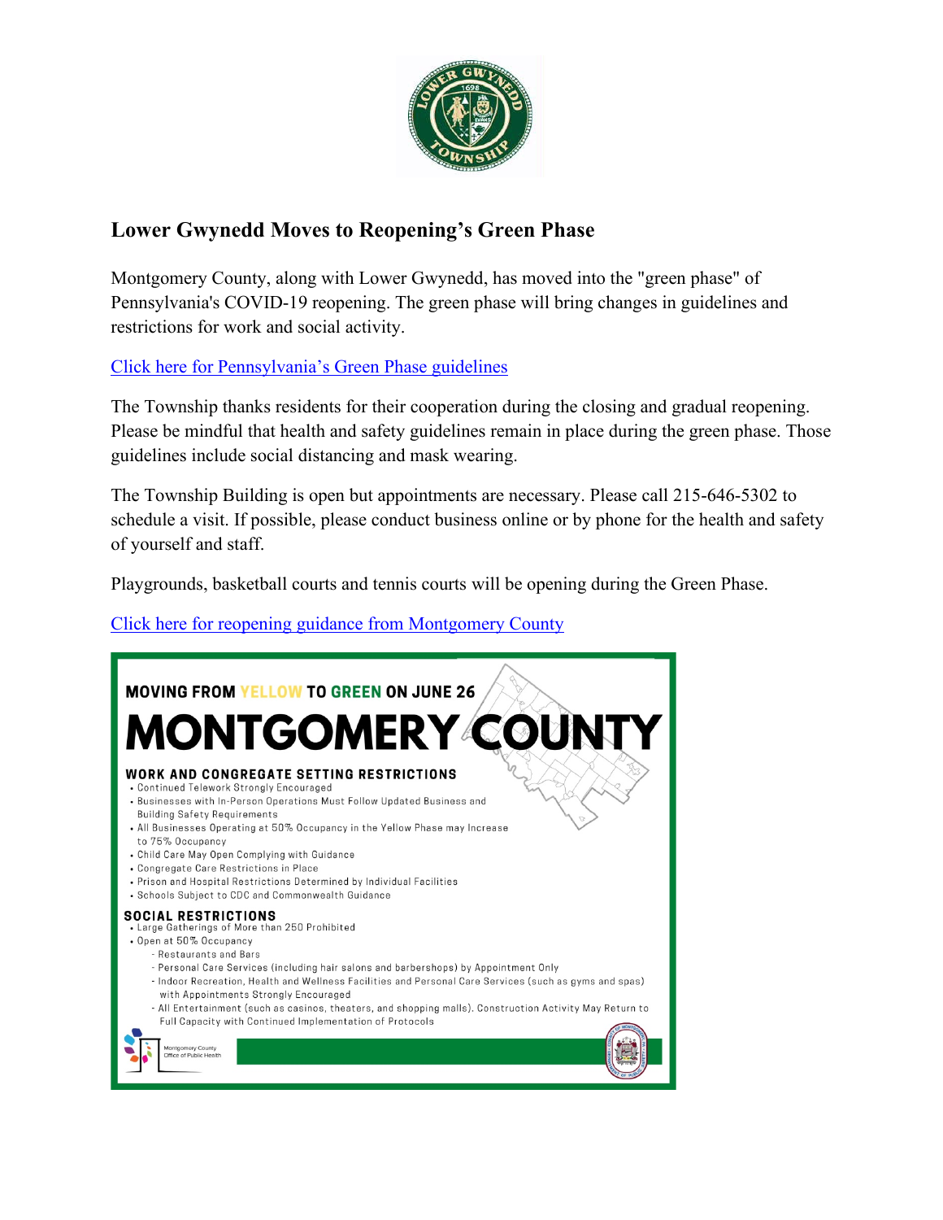## Lower Gwynedd Moves to Reopening's Green Phase

Montgomery County, along with Lower Gwynedd, has moved into the "green phase" of Pennsylvania's COVID-19 reopening. The green phase will bring changes in guidelines and restrictions for work and social activity.

Click here for Pennsylvania's Green Phase guidelines

The Township thanks residents for their cooperation during the closing and gradual reopening. Please be mindful that health and safety guidelines remain in place during the green phase. Those guidelines include social distancing and mask wearing.

The Township Building is open but appointments are necessary. Please call 215-646-5302 to schedule a visit. If possible, please conduct business online or by phone for the health and safety of yourself and staff.

Playgrounds, basketball courts and tennis courts will be opening during the Green Phase.

Click here for reopening guidance from Montgomery County

**MOVING FROM YELLOW TO GREEN ON JUNE 26**

# MONTGOMERY COUNTY

**WORK AND CONGREGATE SETTING RESTRICTIONS**

- Continued Telework Strongly Encouraged
- Businesses with In-Person Operations Must Follow Updated Business and Building Safety Requirements
- All Businesses Operating at 50% Occupancy in the Yellow Phase may Increase to 75% Occupancy
- Child Care May Open Complying with Guidance
- Congregate Care Restrictions in Place
- Prison and Hospital Restrictions Determined by Individual Facilities
- Schools Subject to CDC and Commonwealth Guidance

**SOCIAL RESTRICTIONS**

- Large Gatherings of More than 250 Prohibited
- Open at 50% Occupancy
  - Restaurants and Bars
  - Personal Care Services (including hair salons and barbershops) by Appointment Only
  - Indoor Recreation, Health and Wellness Facilities and Personal Care Services (such as gyms and spas) with Appointments Strongly Encouraged
  - All Entertainment (such as casinos, theaters, and shopping malls). Construction Activity May Return to Full Capacity with Continued Implementation of Protocols

Montgomery County Office of Public Health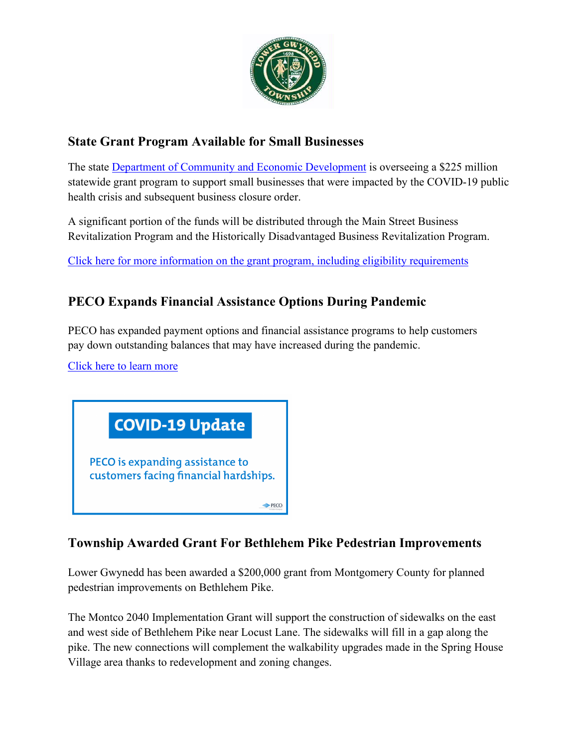## State Grant Program Available for Small Businesses

The state Department of Community and Economic Development is overseeing a $225 million statewide grant program to support small businesses that were impacted by the COVID-19 public health crisis and subsequent business closure order.

A significant portion of the funds will be distributed through the Main Street Business Revitalization Program and the Historically Disadvantaged Business Revitalization Program.

Click here for more information on the grant program, including eligibility requirements

## PECO Expands Financial Assistance Options During Pandemic

PECO has expanded payment options and financial assistance programs to help customers pay down outstanding balances that may have increased during the pandemic.

Click here to learn more

**COVID-19 Update**

PECO is expanding assistance to customers facing financial hardships.

## Township Awarded Grant For Bethlehem Pike Pedestrian Improvements

Lower Gwynedd has been awarded a $200,000 grant from Montgomery County for planned pedestrian improvements on Bethlehem Pike.

The Montco 2040 Implementation Grant will support the construction of sidewalks on the east and west side of Bethlehem Pike near Locust Lane. The sidewalks will fill in a gap along the pike. The new connections will complement the walkability upgrades made in the Spring House Village area thanks to redevelopment and zoning changes.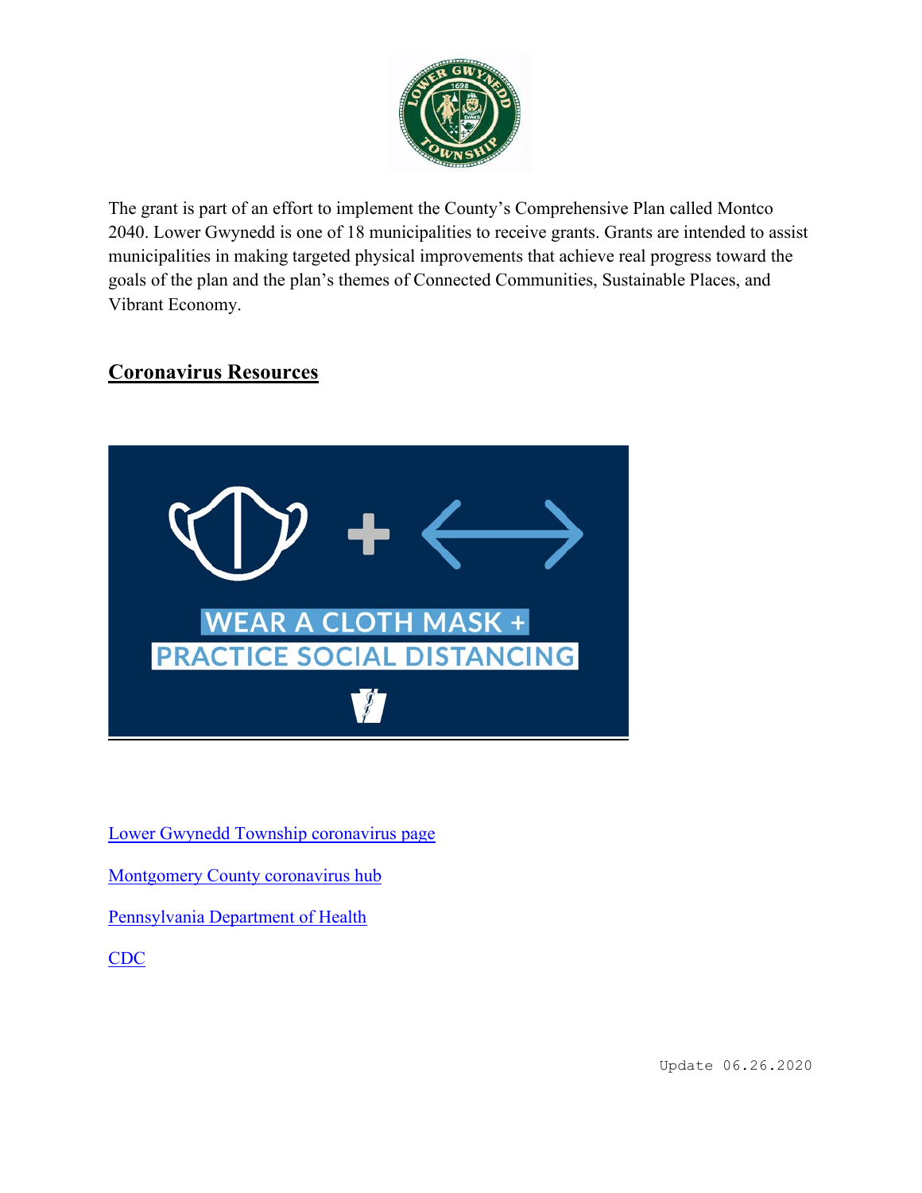The grant is part of an effort to implement the County's Comprehensive Plan called Montco 2040. Lower Gwynedd is one of 18 municipalities to receive grants. Grants are intended to assist municipalities in making targeted physical improvements that achieve real progress toward the goals of the plan and the plan's themes of Connected Communities, Sustainable Places, and Vibrant Economy.

## Coronavirus Resources

Lower Gwynedd Township coronavirus page

Montgomery County coronavirus hub

Pennsylvania Department of Health

CDC

Update 06.26.2020